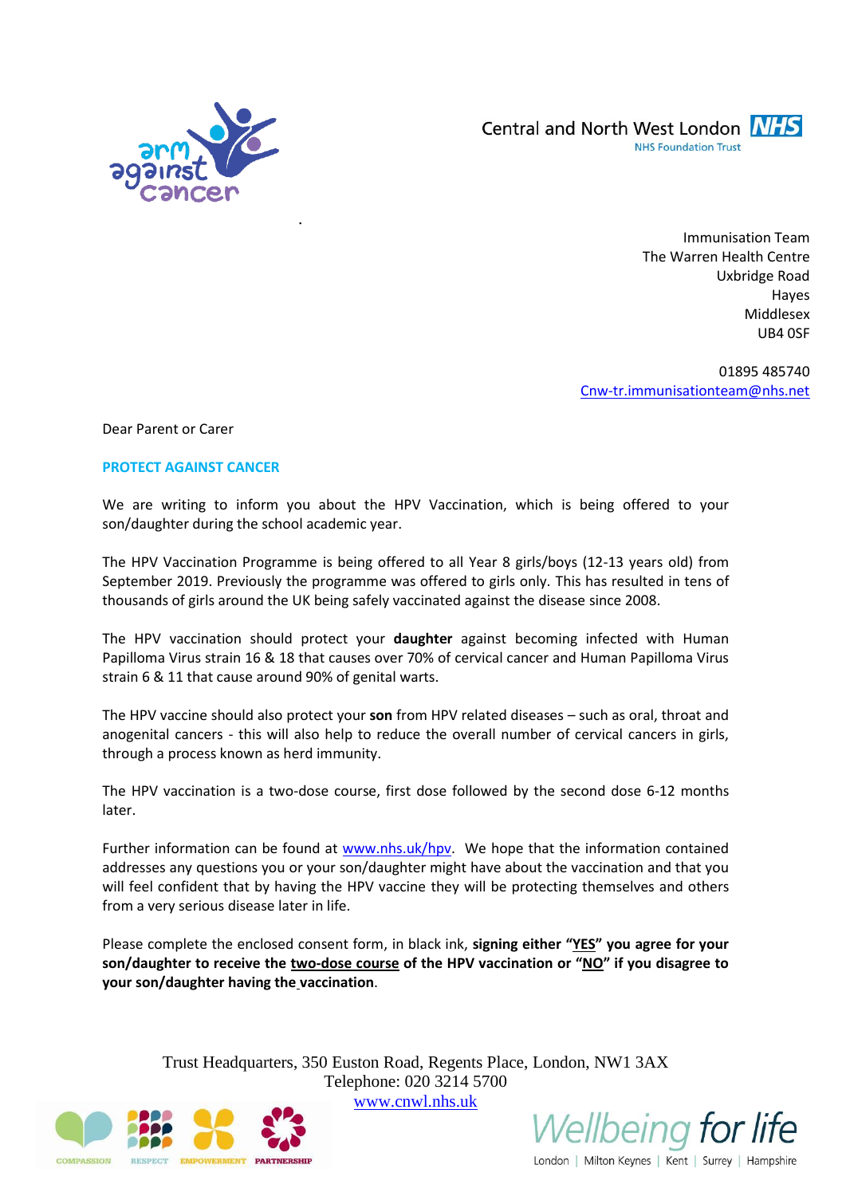Central and North West London NHS Foundation Trust

Immunisation Team
The Warren Health Centre
Uxbridge Road
Hayes
Middlesex
UB4 0SF

01895 485740
Cnw-tr.immunisationteam@nhs.net

Dear Parent or Carer

**PROTECT AGAINST CANCER**

We are writing to inform you about the HPV Vaccination, which is being offered to your son/daughter during the school academic year.

The HPV Vaccination Programme is being offered to all Year 8 girls/boys (12-13 years old) from September 2019. Previously the programme was offered to girls only. This has resulted in tens of thousands of girls around the UK being safely vaccinated against the disease since 2008.

The HPV vaccination should protect your **daughter** against becoming infected with Human Papilloma Virus strain 16 & 18 that causes over 70% of cervical cancer and Human Papilloma Virus strain 6 & 11 that cause around 90% of genital warts.

The HPV vaccine should also protect your **son** from HPV related diseases – such as oral, throat and anogenital cancers - this will also help to reduce the overall number of cervical cancers in girls, through a process known as herd immunity.

The HPV vaccination is a two-dose course, first dose followed by the second dose 6-12 months later.

Further information can be found at www.nhs.uk/hpv. We hope that the information contained addresses any questions you or your son/daughter might have about the vaccination and that you will feel confident that by having the HPV vaccine they will be protecting themselves and others from a very serious disease later in life.

Please complete the enclosed consent form, in black ink, **signing either "YES" you agree for your son/daughter to receive the two-dose course of the HPV vaccination or "NO" if you disagree to your son/daughter having the vaccination**.

Trust Headquarters, 350 Euston Road, Regents Place, London, NW1 3AX
Telephone: 020 3214 5700
www.cnwl.nhs.uk

COMPASSION RESPECT EMPOWERMENT PARTNERSHIP

Wellbeing for life
London | Milton Keynes | Kent | Surrey | Hampshire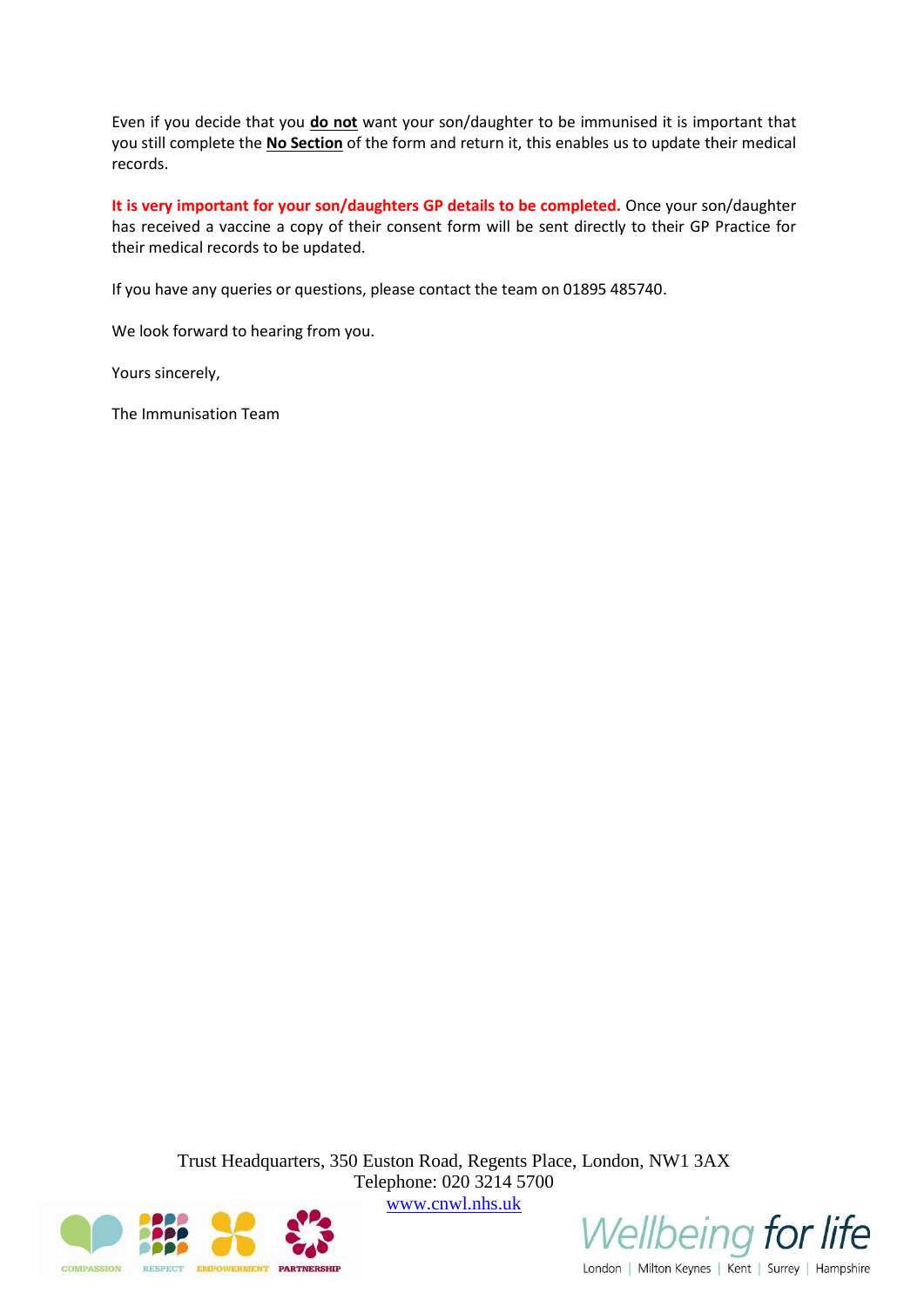Even if you decide that you **do not** want your son/daughter to be immunised it is important that you still complete the **No Section** of the form and return it, this enables us to update their medical records.

**It is very important for your son/daughters GP details to be completed.** Once your son/daughter has received a vaccine a copy of their consent form will be sent directly to their GP Practice for their medical records to be updated.

If you have any queries or questions, please contact the team on 01895 485740.

We look forward to hearing from you.

Yours sincerely,

The Immunisation Team

Trust Headquarters, 350 Euston Road, Regents Place, London, NW1 3AX
Telephone: 020 3214 5700
www.cnwl.nhs.uk

COMPASSION RESPECT EMPOWERMENT PARTNERSHIP

Wellbeing for life

London | Milton Keynes | Kent | Surrey | Hampshire